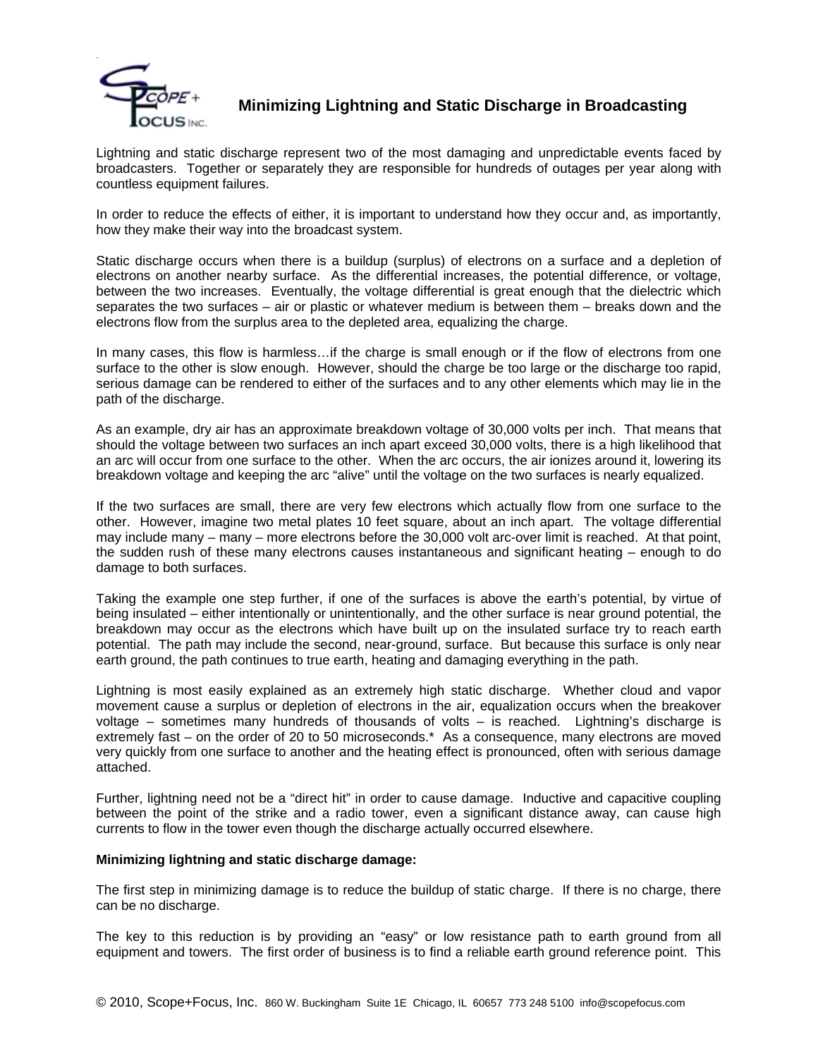# Minimizing Lightning and Static Discharge in Broadcasting

Lightning and static discharge represent two of the most damaging and unpredictable events faced by broadcasters. Together or separately they are responsible for hundreds of outages per year along with countless equipment failures.

In order to reduce the effects of either, it is important to understand how they occur and, as importantly, how they make their way into the broadcast system.

Static discharge occurs when there is a buildup (surplus) of electrons on a surface and a depletion of electrons on another nearby surface. As the differential increases, the potential difference, or voltage, between the two increases. Eventually, the voltage differential is great enough that the dielectric which separates the two surfaces – air or plastic or whatever medium is between them – breaks down and the electrons flow from the surplus area to the depleted area, equalizing the charge.

In many cases, this flow is harmless…if the charge is small enough or if the flow of electrons from one surface to the other is slow enough. However, should the charge be too large or the discharge too rapid, serious damage can be rendered to either of the surfaces and to any other elements which may lie in the path of the discharge.

As an example, dry air has an approximate breakdown voltage of 30,000 volts per inch. That means that should the voltage between two surfaces an inch apart exceed 30,000 volts, there is a high likelihood that an arc will occur from one surface to the other. When the arc occurs, the air ionizes around it, lowering its breakdown voltage and keeping the arc "alive" until the voltage on the two surfaces is nearly equalized.

If the two surfaces are small, there are very few electrons which actually flow from one surface to the other. However, imagine two metal plates 10 feet square, about an inch apart. The voltage differential may include many – many – more electrons before the 30,000 volt arc-over limit is reached. At that point, the sudden rush of these many electrons causes instantaneous and significant heating – enough to do damage to both surfaces.

Taking the example one step further, if one of the surfaces is above the earth's potential, by virtue of being insulated – either intentionally or unintentionally, and the other surface is near ground potential, the breakdown may occur as the electrons which have built up on the insulated surface try to reach earth potential. The path may include the second, near-ground, surface. But because this surface is only near earth ground, the path continues to true earth, heating and damaging everything in the path.

Lightning is most easily explained as an extremely high static discharge. Whether cloud and vapor movement cause a surplus or depletion of electrons in the air, equalization occurs when the breakover voltage – sometimes many hundreds of thousands of volts – is reached. Lightning's discharge is extremely fast – on the order of 20 to 50 microseconds.* As a consequence, many electrons are moved very quickly from one surface to another and the heating effect is pronounced, often with serious damage attached.

Further, lightning need not be a "direct hit" in order to cause damage. Inductive and capacitive coupling between the point of the strike and a radio tower, even a significant distance away, can cause high currents to flow in the tower even though the discharge actually occurred elsewhere.

**Minimizing lightning and static discharge damage:**

The first step in minimizing damage is to reduce the buildup of static charge. If there is no charge, there can be no discharge.

The key to this reduction is by providing an "easy" or low resistance path to earth ground from all equipment and towers. The first order of business is to find a reliable earth ground reference point. This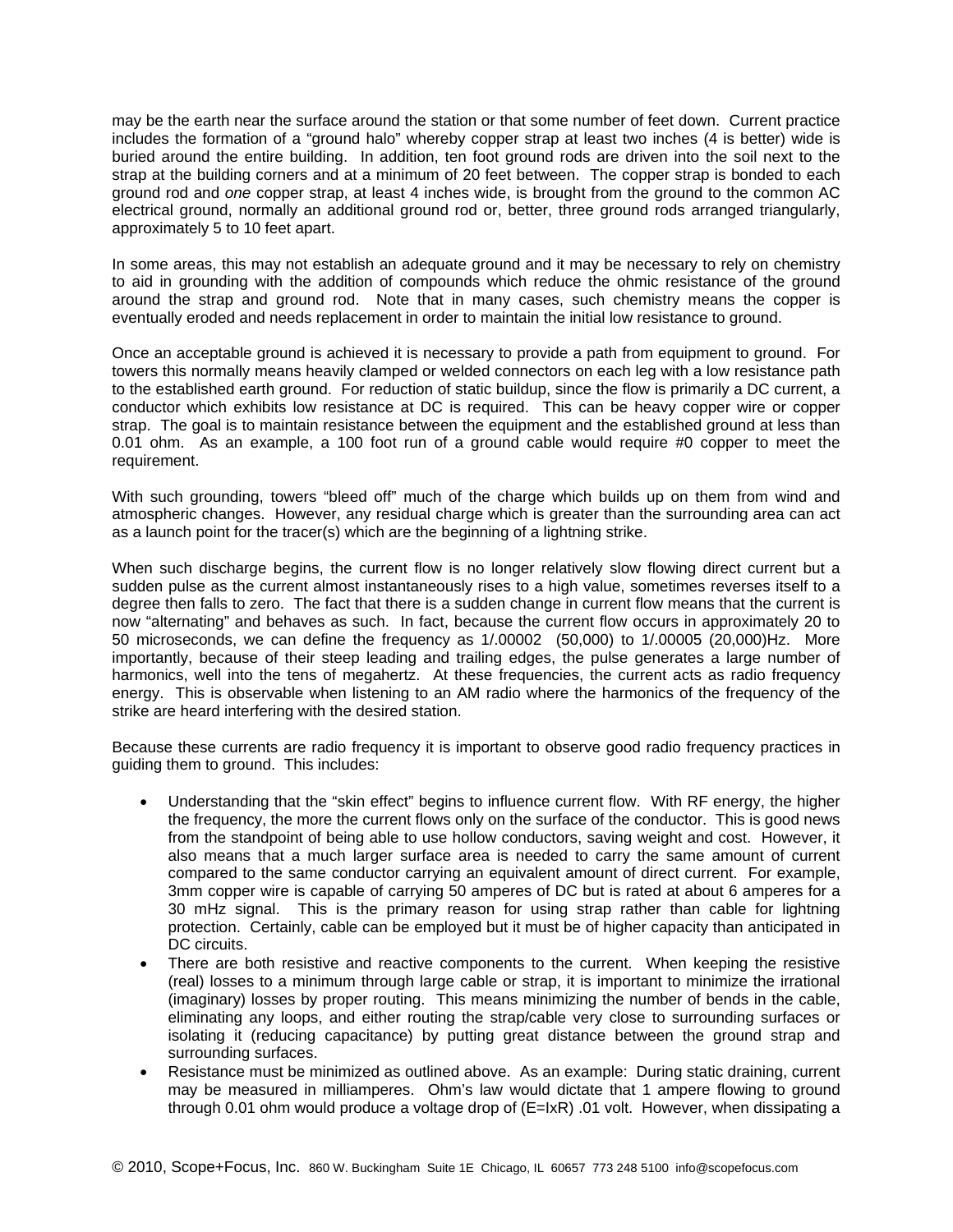may be the earth near the surface around the station or that some number of feet down. Current practice includes the formation of a “ground halo” whereby copper strap at least two inches (4 is better) wide is buried around the entire building. In addition, ten foot ground rods are driven into the soil next to the strap at the building corners and at a minimum of 20 feet between. The copper strap is bonded to each ground rod and *one* copper strap, at least 4 inches wide, is brought from the ground to the common AC electrical ground, normally an additional ground rod or, better, three ground rods arranged triangularly, approximately 5 to 10 feet apart.

In some areas, this may not establish an adequate ground and it may be necessary to rely on chemistry to aid in grounding with the addition of compounds which reduce the ohmic resistance of the ground around the strap and ground rod. Note that in many cases, such chemistry means the copper is eventually eroded and needs replacement in order to maintain the initial low resistance to ground.

Once an acceptable ground is achieved it is necessary to provide a path from equipment to ground. For towers this normally means heavily clamped or welded connectors on each leg with a low resistance path to the established earth ground. For reduction of static buildup, since the flow is primarily a DC current, a conductor which exhibits low resistance at DC is required. This can be heavy copper wire or copper strap. The goal is to maintain resistance between the equipment and the established ground at less than 0.01 ohm. As an example, a 100 foot run of a ground cable would require #0 copper to meet the requirement.

With such grounding, towers “bleed off” much of the charge which builds up on them from wind and atmospheric changes. However, any residual charge which is greater than the surrounding area can act as a launch point for the tracer(s) which are the beginning of a lightning strike.

When such discharge begins, the current flow is no longer relatively slow flowing direct current but a sudden pulse as the current almost instantaneously rises to a high value, sometimes reverses itself to a degree then falls to zero. The fact that there is a sudden change in current flow means that the current is now “alternating” and behaves as such. In fact, because the current flow occurs in approximately 20 to 50 microseconds, we can define the frequency as 1/.00002 (50,000) to 1/.00005 (20,000)Hz. More importantly, because of their steep leading and trailing edges, the pulse generates a large number of harmonics, well into the tens of megahertz. At these frequencies, the current acts as radio frequency energy. This is observable when listening to an AM radio where the harmonics of the frequency of the strike are heard interfering with the desired station.

Because these currents are radio frequency it is important to observe good radio frequency practices in guiding them to ground. This includes:

- Understanding that the “skin effect” begins to influence current flow. With RF energy, the higher the frequency, the more the current flows only on the surface of the conductor. This is good news from the standpoint of being able to use hollow conductors, saving weight and cost. However, it also means that a much larger surface area is needed to carry the same amount of current compared to the same conductor carrying an equivalent amount of direct current. For example, 3mm copper wire is capable of carrying 50 amperes of DC but is rated at about 6 amperes for a 30 mHz signal. This is the primary reason for using strap rather than cable for lightning protection. Certainly, cable can be employed but it must be of higher capacity than anticipated in DC circuits.
- There are both resistive and reactive components to the current. When keeping the resistive (real) losses to a minimum through large cable or strap, it is important to minimize the irrational (imaginary) losses by proper routing. This means minimizing the number of bends in the cable, eliminating any loops, and either routing the strap/cable very close to surrounding surfaces or isolating it (reducing capacitance) by putting great distance between the ground strap and surrounding surfaces.
- Resistance must be minimized as outlined above. As an example: During static draining, current may be measured in milliamperes. Ohm’s law would dictate that 1 ampere flowing to ground through 0.01 ohm would produce a voltage drop of (E=IxR) .01 volt. However, when dissipating a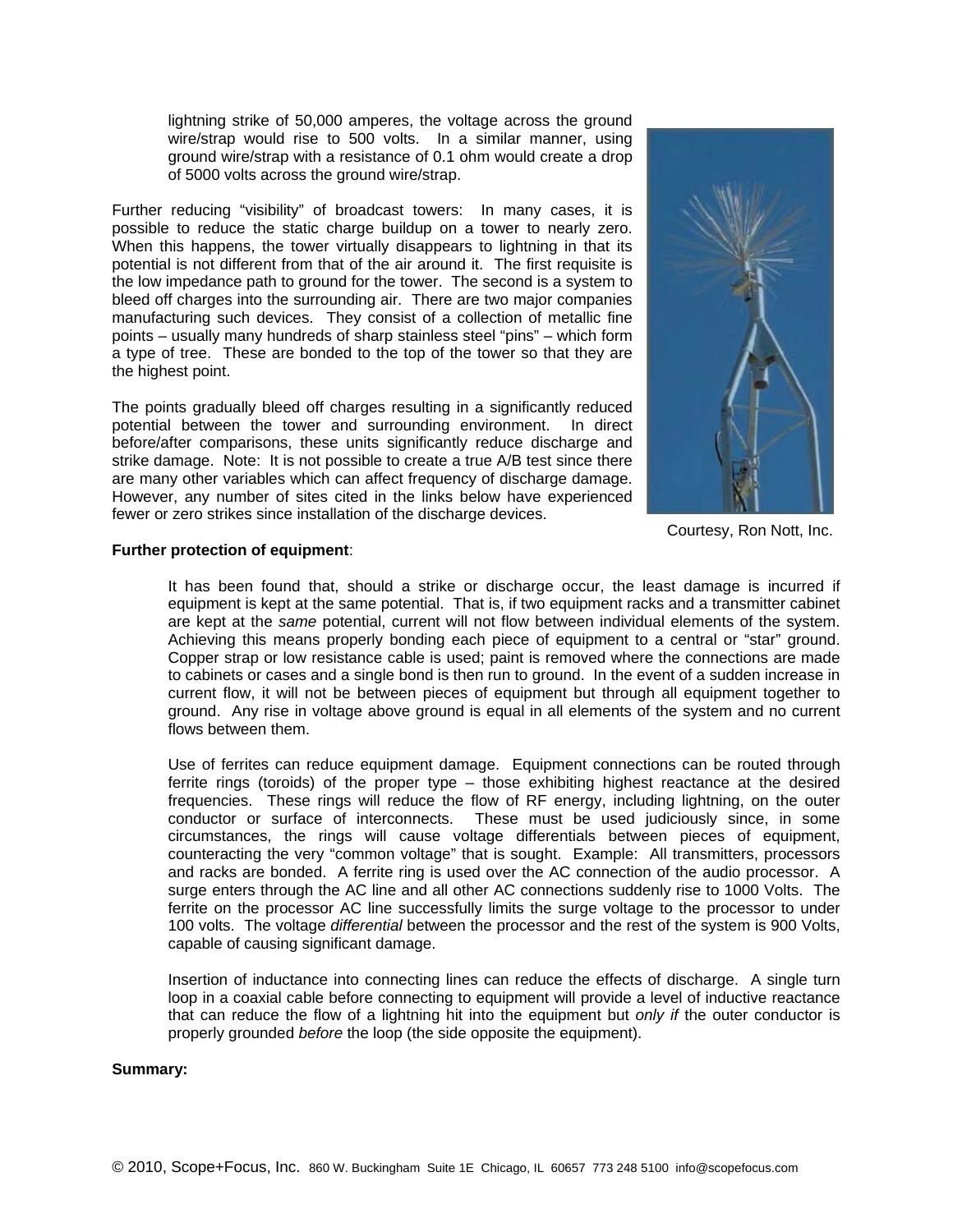lightning strike of 50,000 amperes, the voltage across the ground wire/strap would rise to 500 volts. In a similar manner, using ground wire/strap with a resistance of 0.1 ohm would create a drop of 5000 volts across the ground wire/strap.

Further reducing "visibility" of broadcast towers: In many cases, it is possible to reduce the static charge buildup on a tower to nearly zero. When this happens, the tower virtually disappears to lightning in that its potential is not different from that of the air around it. The first requisite is the low impedance path to ground for the tower. The second is a system to bleed off charges into the surrounding air. There are two major companies manufacturing such devices. They consist of a collection of metallic fine points – usually many hundreds of sharp stainless steel "pins" – which form a type of tree. These are bonded to the top of the tower so that they are the highest point.

The points gradually bleed off charges resulting in a significantly reduced potential between the tower and surrounding environment. In direct before/after comparisons, these units significantly reduce discharge and strike damage. Note: It is not possible to create a true A/B test since there are many other variables which can affect frequency of discharge damage. However, any number of sites cited in the links below have experienced fewer or zero strikes since installation of the discharge devices.

Courtesy, Ron Nott, Inc.

**Further protection of equipment**:

It has been found that, should a strike or discharge occur, the least damage is incurred if equipment is kept at the same potential. That is, if two equipment racks and a transmitter cabinet are kept at the *same* potential, current will not flow between individual elements of the system. Achieving this means properly bonding each piece of equipment to a central or "star" ground. Copper strap or low resistance cable is used; paint is removed where the connections are made to cabinets or cases and a single bond is then run to ground. In the event of a sudden increase in current flow, it will not be between pieces of equipment but through all equipment together to ground. Any rise in voltage above ground is equal in all elements of the system and no current flows between them.

Use of ferrites can reduce equipment damage. Equipment connections can be routed through ferrite rings (toroids) of the proper type – those exhibiting highest reactance at the desired frequencies. These rings will reduce the flow of RF energy, including lightning, on the outer conductor or surface of interconnects. These must be used judiciously since, in some circumstances, the rings will cause voltage differentials between pieces of equipment, counteracting the very "common voltage" that is sought. Example: All transmitters, processors and racks are bonded. A ferrite ring is used over the AC connection of the audio processor. A surge enters through the AC line and all other AC connections suddenly rise to 1000 Volts. The ferrite on the processor AC line successfully limits the surge voltage to the processor to under 100 volts. The voltage *differential* between the processor and the rest of the system is 900 Volts, capable of causing significant damage.

Insertion of inductance into connecting lines can reduce the effects of discharge. A single turn loop in a coaxial cable before connecting to equipment will provide a level of inductive reactance that can reduce the flow of a lightning hit into the equipment but *only if* the outer conductor is properly grounded *before* the loop (the side opposite the equipment).

**Summary:**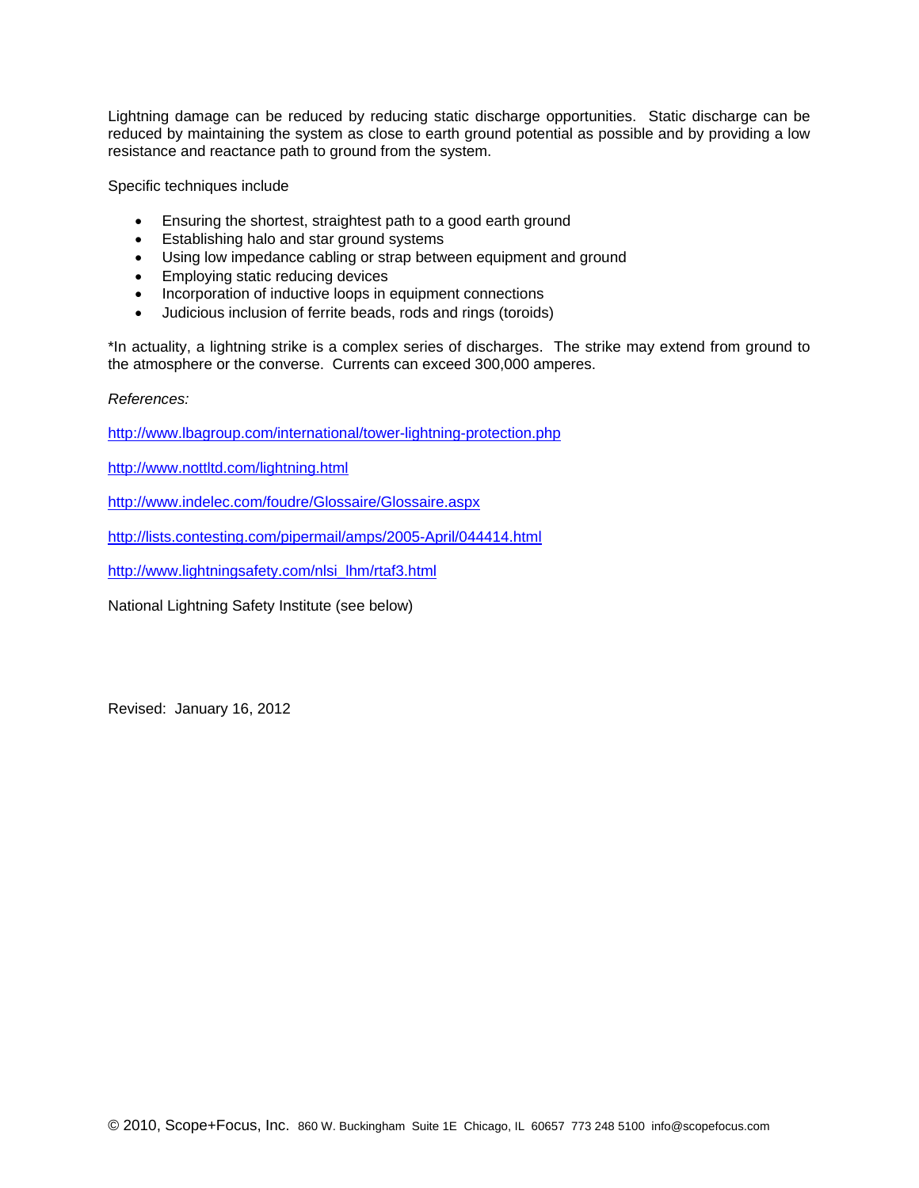Lightning damage can be reduced by reducing static discharge opportunities. Static discharge can be reduced by maintaining the system as close to earth ground potential as possible and by providing a low resistance and reactance path to ground from the system.

Specific techniques include

- Ensuring the shortest, straightest path to a good earth ground
- Establishing halo and star ground systems
- Using low impedance cabling or strap between equipment and ground
- Employing static reducing devices
- Incorporation of inductive loops in equipment connections
- Judicious inclusion of ferrite beads, rods and rings (toroids)

*In actuality, a lightning strike is a complex series of discharges. The strike may extend from ground to the atmosphere or the converse. Currents can exceed 300,000 amperes.

*References:*

http://www.lbagroup.com/international/tower-lightning-protection.php

http://www.nottltd.com/lightning.html

http://www.indelec.com/foudre/Glossaire/Glossaire.aspx

http://lists.contesting.com/pipermail/amps/2005-April/044414.html

http://www.lightningsafety.com/nlsi_lhm/rtaf3.html

National Lightning Safety Institute (see below)

Revised: January 16, 2012

© 2010, Scope+Focus, Inc. 860 W. Buckingham Suite 1E Chicago, IL 60657 773 248 5100 info@scopefocus.com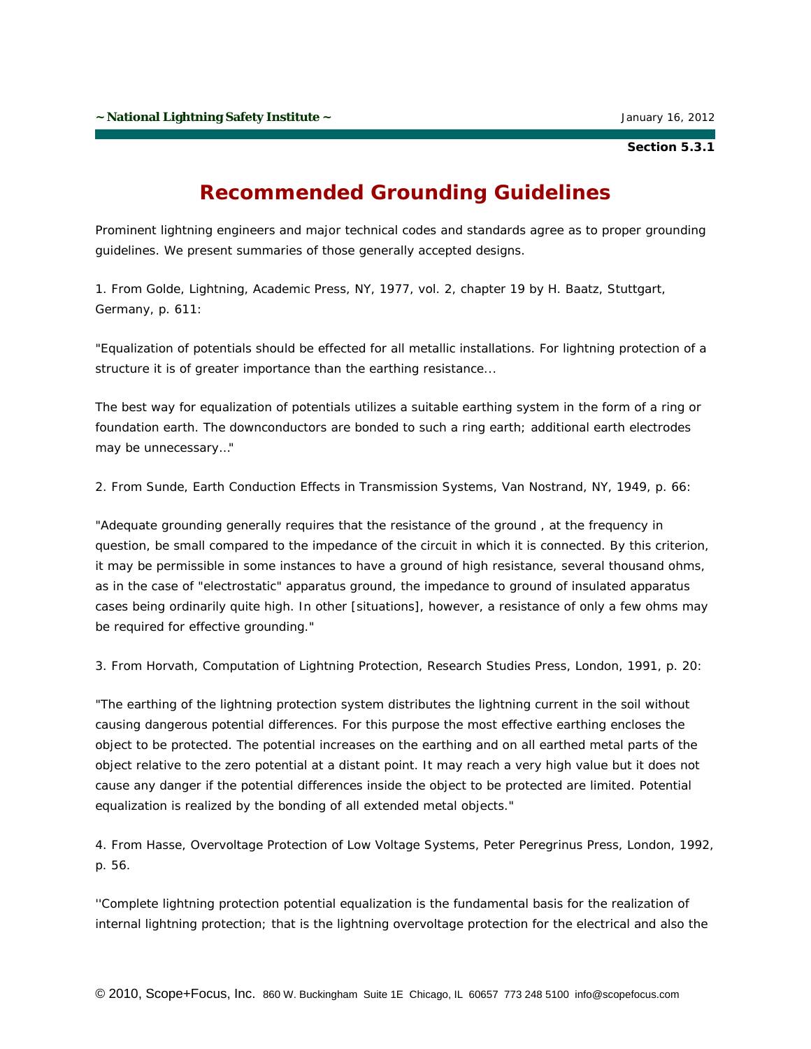# Recommended Grounding Guidelines

Prominent lightning engineers and major technical codes and standards agree as to proper grounding guidelines. We present summaries of those generally accepted designs.

1. From Golde, Lightning, Academic Press, NY, 1977, vol. 2, chapter 19 by H. Baatz, Stuttgart, Germany, p. 611:

"Equalization of potentials should be effected for all metallic installations. For lightning protection of a structure it is of greater importance than the earthing resistance...

The best way for equalization of potentials utilizes a suitable earthing system in the form of a ring or foundation earth. The downconductors are bonded to such a ring earth; additional earth electrodes may be unnecessary..."

2. From Sunde, Earth Conduction Effects in Transmission Systems, Van Nostrand, NY, 1949, p. 66:

"Adequate grounding generally requires that the resistance of the ground , at the frequency in question, be small compared to the impedance of the circuit in which it is connected. By this criterion, it may be permissible in some instances to have a ground of high resistance, several thousand ohms, as in the case of "electrostatic" apparatus ground, the impedance to ground of insulated apparatus cases being ordinarily quite high. In other [situations], however, a resistance of only a few ohms may be required for effective grounding."

3. From Horvath, Computation of Lightning Protection, Research Studies Press, London, 1991, p. 20:

"The earthing of the lightning protection system distributes the lightning current in the soil without causing dangerous potential differences. For this purpose the most effective earthing encloses the object to be protected. The potential increases on the earthing and on all earthed metal parts of the object relative to the zero potential at a distant point. It may reach a very high value but it does not cause any danger if the potential differences inside the object to be protected are limited. Potential equalization is realized by the bonding of all extended metal objects."

4. From Hasse, Overvoltage Protection of Low Voltage Systems, Peter Peregrinus Press, London, 1992, p. 56.

''Complete lightning protection potential equalization is the fundamental basis for the realization of internal lightning protection; that is the lightning overvoltage protection for the electrical and also the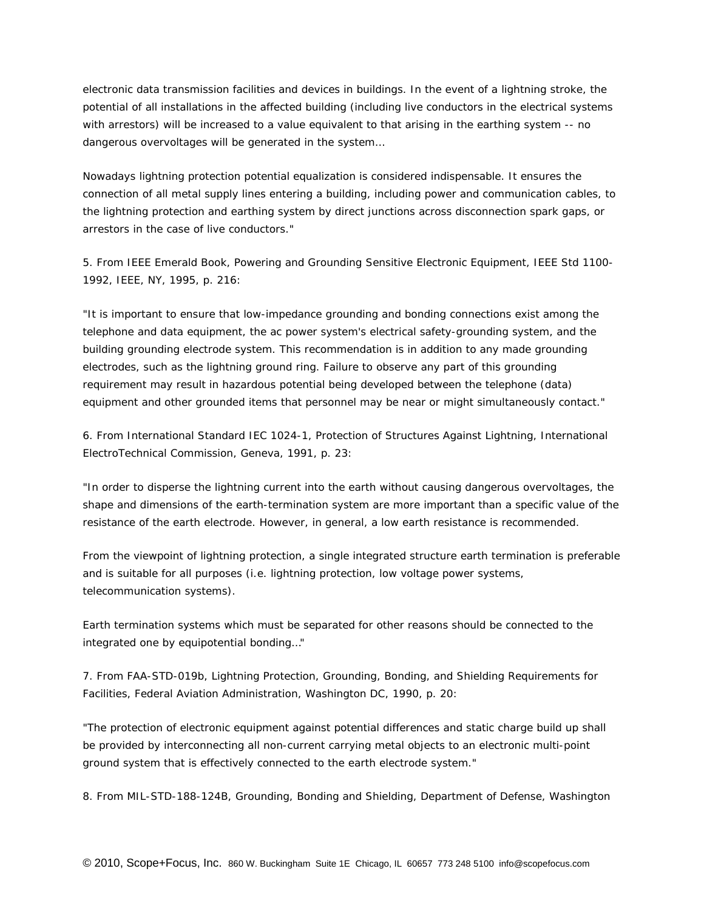electronic data transmission facilities and devices in buildings. In the event of a lightning stroke, the potential of all installations in the affected building (including live conductors in the electrical systems with arrestors) will be increased to a value equivalent to that arising in the earthing system -- no dangerous overvoltages will be generated in the system...

Nowadays lightning protection potential equalization is considered indispensable. It ensures the connection of all metal supply lines entering a building, including power and communication cables, to the lightning protection and earthing system by direct junctions across disconnection spark gaps, or arrestors in the case of live conductors."

5. From IEEE Emerald Book, Powering and Grounding Sensitive Electronic Equipment, IEEE Std 1100-1992, IEEE, NY, 1995, p. 216:

"It is important to ensure that low-impedance grounding and bonding connections exist among the telephone and data equipment, the ac power system's electrical safety-grounding system, and the building grounding electrode system. This recommendation is in addition to any made grounding electrodes, such as the lightning ground ring. Failure to observe any part of this grounding requirement may result in hazardous potential being developed between the telephone (data) equipment and other grounded items that personnel may be near or might simultaneously contact."

6. From International Standard IEC 1024-1, Protection of Structures Against Lightning, International ElectroTechnical Commission, Geneva, 1991, p. 23:

"In order to disperse the lightning current into the earth without causing dangerous overvoltages, the shape and dimensions of the earth-termination system are more important than a specific value of the resistance of the earth electrode. However, in general, a low earth resistance is recommended.

From the viewpoint of lightning protection, a single integrated structure earth termination is preferable and is suitable for all purposes (i.e. lightning protection, low voltage power systems, telecommunication systems).

Earth termination systems which must be separated for other reasons should be connected to the integrated one by equipotential bonding..."

7. From FAA-STD-019b, Lightning Protection, Grounding, Bonding, and Shielding Requirements for Facilities, Federal Aviation Administration, Washington DC, 1990, p. 20:

"The protection of electronic equipment against potential differences and static charge build up shall be provided by interconnecting all non-current carrying metal objects to an electronic multi-point ground system that is effectively connected to the earth electrode system."

8. From MIL-STD-188-124B, Grounding, Bonding and Shielding, Department of Defense, Washington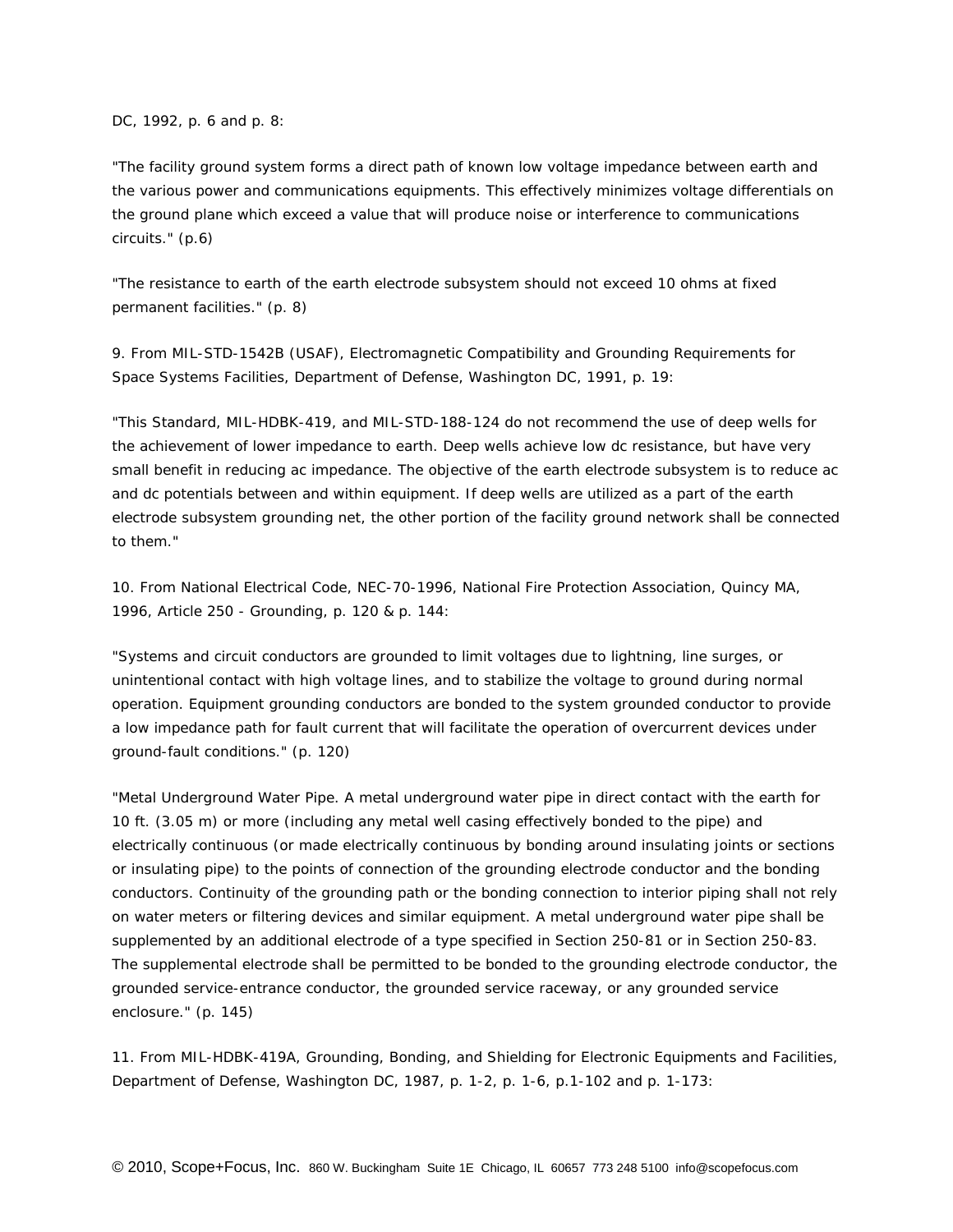DC, 1992, p. 6 and p. 8:

"The facility ground system forms a direct path of known low voltage impedance between earth and the various power and communications equipments. This effectively minimizes voltage differentials on the ground plane which exceed a value that will produce noise or interference to communications circuits." (p.6)

"The resistance to earth of the earth electrode subsystem should not exceed 10 ohms at fixed permanent facilities." (p. 8)

9. From MIL-STD-1542B (USAF), Electromagnetic Compatibility and Grounding Requirements for Space Systems Facilities, Department of Defense, Washington DC, 1991, p. 19:

"This Standard, MIL-HDBK-419, and MIL-STD-188-124 do not recommend the use of deep wells for the achievement of lower impedance to earth. Deep wells achieve low dc resistance, but have very small benefit in reducing ac impedance. The objective of the earth electrode subsystem is to reduce ac and dc potentials between and within equipment. If deep wells are utilized as a part of the earth electrode subsystem grounding net, the other portion of the facility ground network shall be connected to them."

10. From National Electrical Code, NEC-70-1996, National Fire Protection Association, Quincy MA, 1996, Article 250 - Grounding, p. 120 & p. 144:

"Systems and circuit conductors are grounded to limit voltages due to lightning, line surges, or unintentional contact with high voltage lines, and to stabilize the voltage to ground during normal operation. Equipment grounding conductors are bonded to the system grounded conductor to provide a low impedance path for fault current that will facilitate the operation of overcurrent devices under ground-fault conditions." (p. 120)

"Metal Underground Water Pipe. A metal underground water pipe in direct contact with the earth for 10 ft. (3.05 m) or more (including any metal well casing effectively bonded to the pipe) and electrically continuous (or made electrically continuous by bonding around insulating joints or sections or insulating pipe) to the points of connection of the grounding electrode conductor and the bonding conductors. Continuity of the grounding path or the bonding connection to interior piping shall not rely on water meters or filtering devices and similar equipment. A metal underground water pipe shall be supplemented by an additional electrode of a type specified in Section 250-81 or in Section 250-83. The supplemental electrode shall be permitted to be bonded to the grounding electrode conductor, the grounded service-entrance conductor, the grounded service raceway, or any grounded service enclosure." (p. 145)

11. From MIL-HDBK-419A, Grounding, Bonding, and Shielding for Electronic Equipments and Facilities, Department of Defense, Washington DC, 1987, p. 1-2, p. 1-6, p.1-102 and p. 1-173: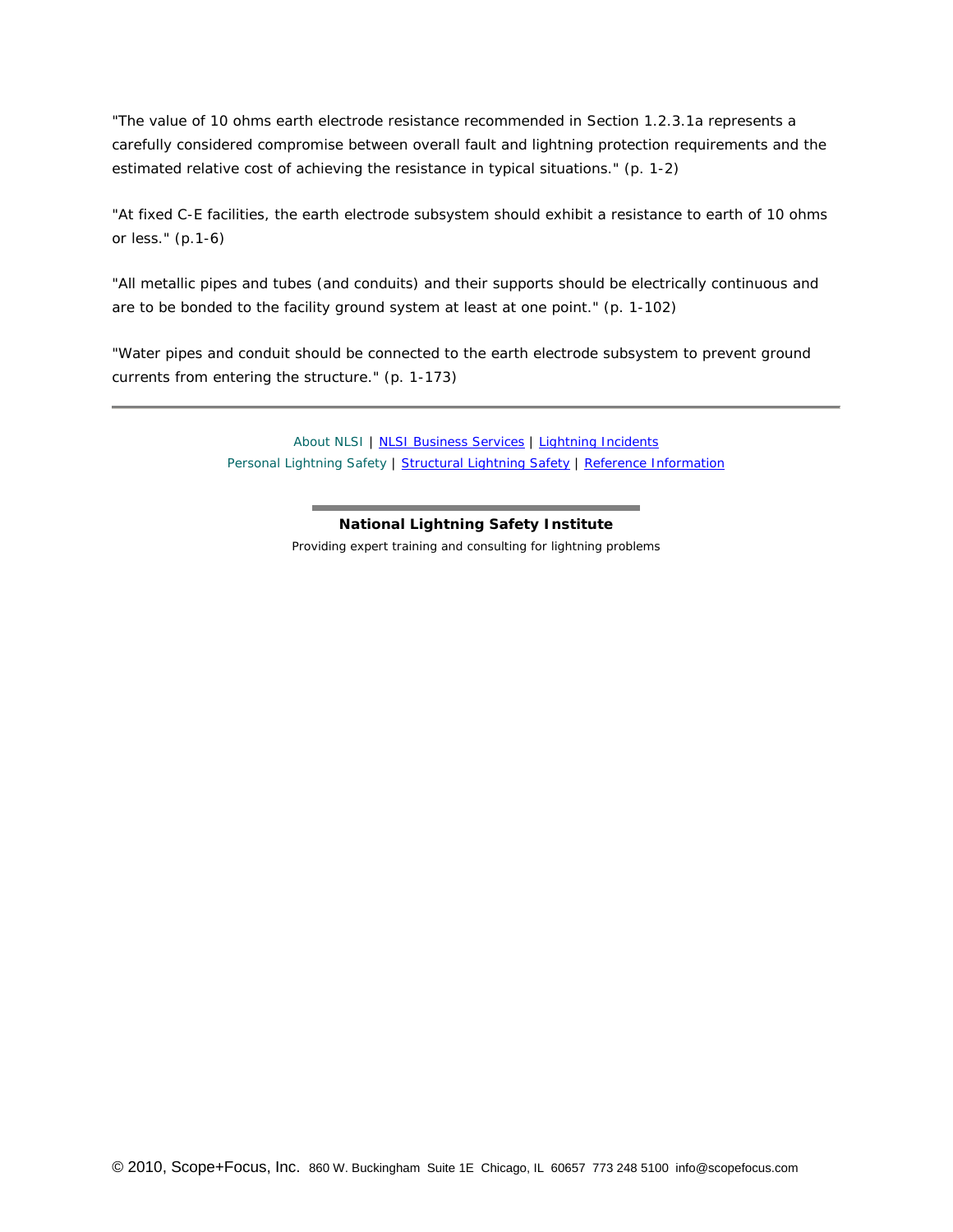"The value of 10 ohms earth electrode resistance recommended in Section 1.2.3.1a represents a carefully considered compromise between overall fault and lightning protection requirements and the estimated relative cost of achieving the resistance in typical situations." (p. 1-2)

"At fixed C-E facilities, the earth electrode subsystem should exhibit a resistance to earth of 10 ohms or less." (p.1-6)

"All metallic pipes and tubes (and conduits) and their supports should be electrically continuous and are to be bonded to the facility ground system at least at one point." (p. 1-102)

"Water pipes and conduit should be connected to the earth electrode subsystem to prevent ground currents from entering the structure." (p. 1-173)

---

About NLSI | NLSI Business Services | Lightning Incidents
Personal Lightning Safety | Structural Lightning Safety | Reference Information

---

**National Lightning Safety Institute**

Providing expert training and consulting for lightning problems

© 2010, Scope+Focus, Inc. 860 W. Buckingham Suite 1E Chicago, IL 60657 773 248 5100 info@scopefocus.com